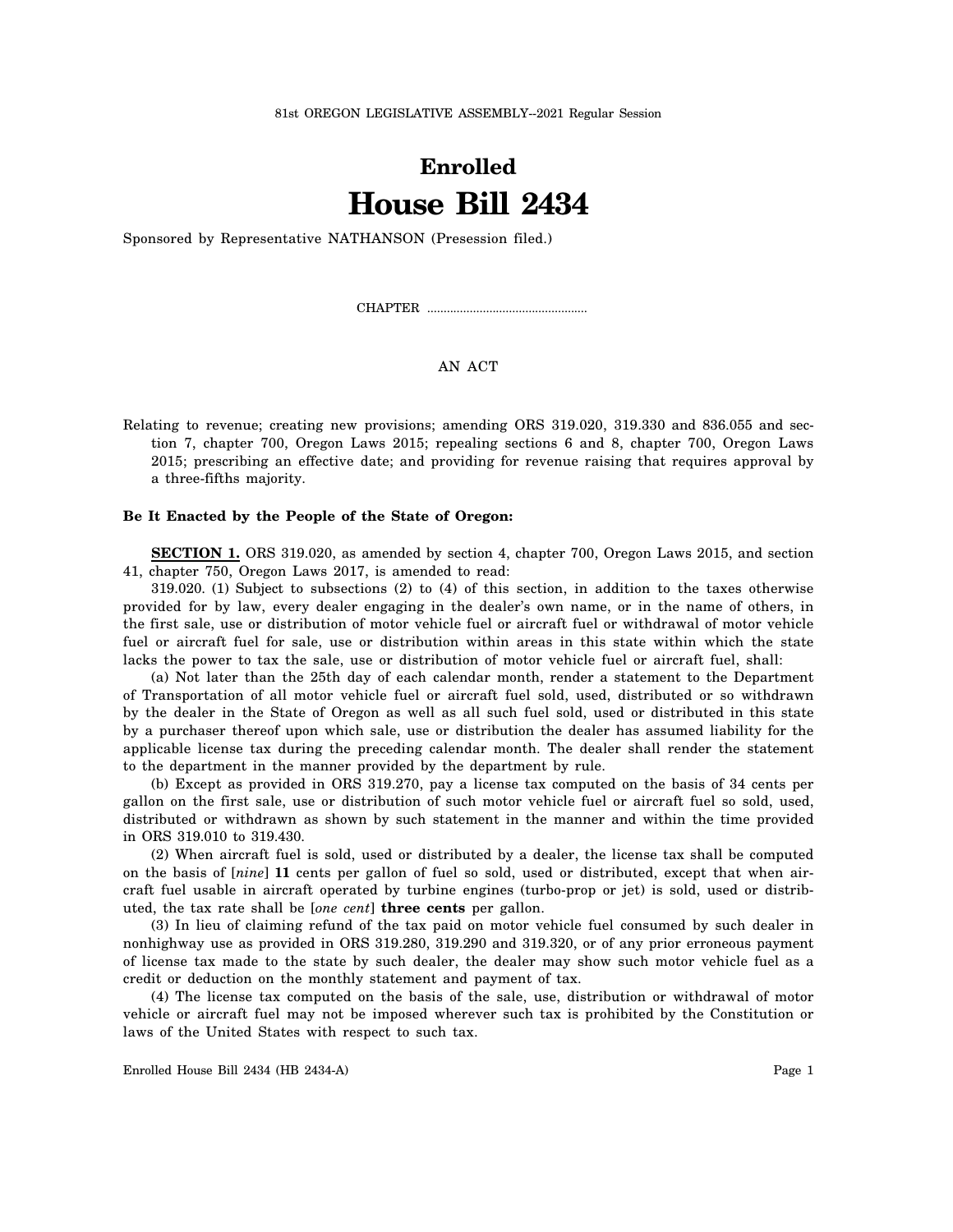81st OREGON LEGISLATIVE ASSEMBLY--2021 Regular Session

# Enrolled
# House Bill 2434

Sponsored by Representative NATHANSON (Presession filed.)

CHAPTER ................................................

AN ACT

Relating to revenue; creating new provisions; amending ORS 319.020, 319.330 and 836.055 and section 7, chapter 700, Oregon Laws 2015; repealing sections 6 and 8, chapter 700, Oregon Laws 2015; prescribing an effective date; and providing for revenue raising that requires approval by a three-fifths majority.

**Be It Enacted by the People of the State of Oregon:**

**SECTION 1.** ORS 319.020, as amended by section 4, chapter 700, Oregon Laws 2015, and section 41, chapter 750, Oregon Laws 2017, is amended to read:

319.020. (1) Subject to subsections (2) to (4) of this section, in addition to the taxes otherwise provided for by law, every dealer engaging in the dealer's own name, or in the name of others, in the first sale, use or distribution of motor vehicle fuel or aircraft fuel or withdrawal of motor vehicle fuel or aircraft fuel for sale, use or distribution within areas in this state within which the state lacks the power to tax the sale, use or distribution of motor vehicle fuel or aircraft fuel, shall:

(a) Not later than the 25th day of each calendar month, render a statement to the Department of Transportation of all motor vehicle fuel or aircraft fuel sold, used, distributed or so withdrawn by the dealer in the State of Oregon as well as all such fuel sold, used or distributed in this state by a purchaser thereof upon which sale, use or distribution the dealer has assumed liability for the applicable license tax during the preceding calendar month. The dealer shall render the statement to the department in the manner provided by the department by rule.

(b) Except as provided in ORS 319.270, pay a license tax computed on the basis of 34 cents per gallon on the first sale, use or distribution of such motor vehicle fuel or aircraft fuel so sold, used, distributed or withdrawn as shown by such statement in the manner and within the time provided in ORS 319.010 to 319.430.

(2) When aircraft fuel is sold, used or distributed by a dealer, the license tax shall be computed on the basis of [*nine*] **11** cents per gallon of fuel so sold, used or distributed, except that when aircraft fuel usable in aircraft operated by turbine engines (turbo-prop or jet) is sold, used or distributed, the tax rate shall be [*one cent*] **three cents** per gallon.

(3) In lieu of claiming refund of the tax paid on motor vehicle fuel consumed by such dealer in nonhighway use as provided in ORS 319.280, 319.290 and 319.320, or of any prior erroneous payment of license tax made to the state by such dealer, the dealer may show such motor vehicle fuel as a credit or deduction on the monthly statement and payment of tax.

(4) The license tax computed on the basis of the sale, use, distribution or withdrawal of motor vehicle or aircraft fuel may not be imposed wherever such tax is prohibited by the Constitution or laws of the United States with respect to such tax.

Enrolled House Bill 2434 (HB 2434-A)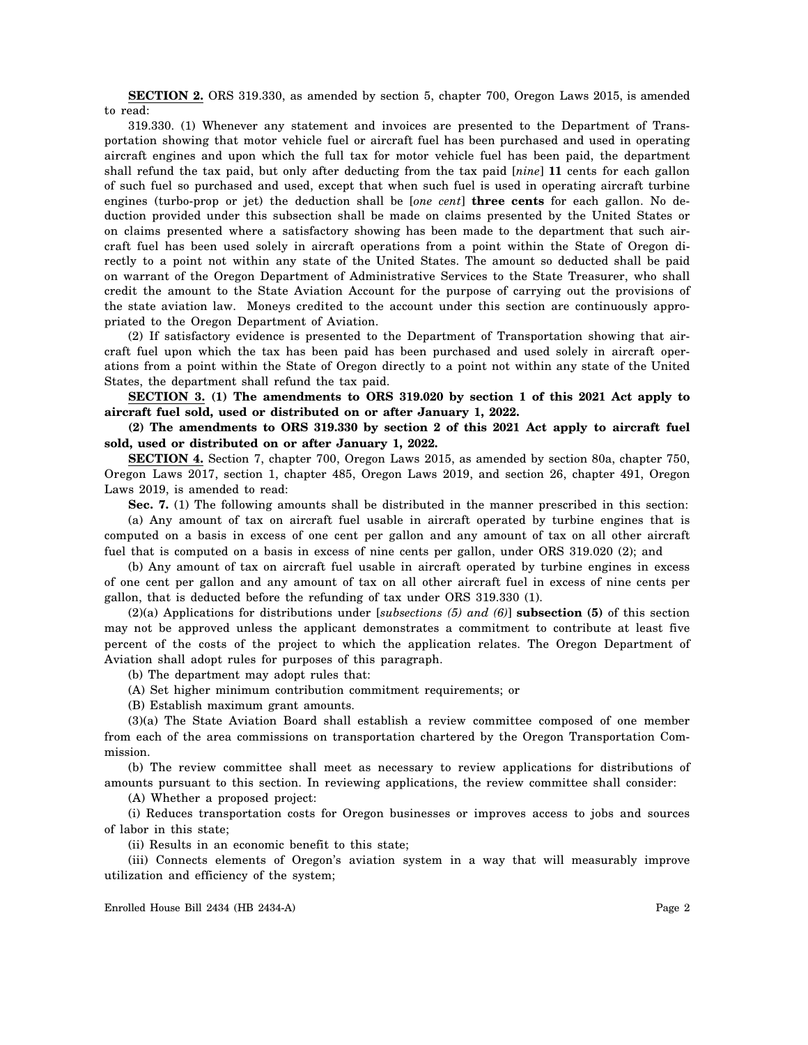**SECTION 2.** ORS 319.330, as amended by section 5, chapter 700, Oregon Laws 2015, is amended to read:

319.330. (1) Whenever any statement and invoices are presented to the Department of Transportation showing that motor vehicle fuel or aircraft fuel has been purchased and used in operating aircraft engines and upon which the full tax for motor vehicle fuel has been paid, the department shall refund the tax paid, but only after deducting from the tax paid [*nine*] **11** cents for each gallon of such fuel so purchased and used, except that when such fuel is used in operating aircraft turbine engines (turbo-prop or jet) the deduction shall be [*one cent*] **three cents** for each gallon. No deduction provided under this subsection shall be made on claims presented by the United States or on claims presented where a satisfactory showing has been made to the department that such aircraft fuel has been used solely in aircraft operations from a point within the State of Oregon directly to a point not within any state of the United States. The amount so deducted shall be paid on warrant of the Oregon Department of Administrative Services to the State Treasurer, who shall credit the amount to the State Aviation Account for the purpose of carrying out the provisions of the state aviation law. Moneys credited to the account under this section are continuously appropriated to the Oregon Department of Aviation.

(2) If satisfactory evidence is presented to the Department of Transportation showing that aircraft fuel upon which the tax has been paid has been purchased and used solely in aircraft operations from a point within the State of Oregon directly to a point not within any state of the United States, the department shall refund the tax paid.

**SECTION 3. (1) The amendments to ORS 319.020 by section 1 of this 2021 Act apply to aircraft fuel sold, used or distributed on or after January 1, 2022.**

**(2) The amendments to ORS 319.330 by section 2 of this 2021 Act apply to aircraft fuel sold, used or distributed on or after January 1, 2022.**

**SECTION 4.** Section 7, chapter 700, Oregon Laws 2015, as amended by section 80a, chapter 750, Oregon Laws 2017, section 1, chapter 485, Oregon Laws 2019, and section 26, chapter 491, Oregon Laws 2019, is amended to read:

**Sec. 7.** (1) The following amounts shall be distributed in the manner prescribed in this section:

(a) Any amount of tax on aircraft fuel usable in aircraft operated by turbine engines that is computed on a basis in excess of one cent per gallon and any amount of tax on all other aircraft fuel that is computed on a basis in excess of nine cents per gallon, under ORS 319.020 (2); and

(b) Any amount of tax on aircraft fuel usable in aircraft operated by turbine engines in excess of one cent per gallon and any amount of tax on all other aircraft fuel in excess of nine cents per gallon, that is deducted before the refunding of tax under ORS 319.330 (1).

(2)(a) Applications for distributions under [*subsections (5) and (6)*] **subsection (5)** of this section may not be approved unless the applicant demonstrates a commitment to contribute at least five percent of the costs of the project to which the application relates. The Oregon Department of Aviation shall adopt rules for purposes of this paragraph.

(b) The department may adopt rules that:

(A) Set higher minimum contribution commitment requirements; or

(B) Establish maximum grant amounts.

(3)(a) The State Aviation Board shall establish a review committee composed of one member from each of the area commissions on transportation chartered by the Oregon Transportation Commission.

(b) The review committee shall meet as necessary to review applications for distributions of amounts pursuant to this section. In reviewing applications, the review committee shall consider:

(A) Whether a proposed project:

(i) Reduces transportation costs for Oregon businesses or improves access to jobs and sources of labor in this state;

(ii) Results in an economic benefit to this state;

(iii) Connects elements of Oregon's aviation system in a way that will measurably improve utilization and efficiency of the system;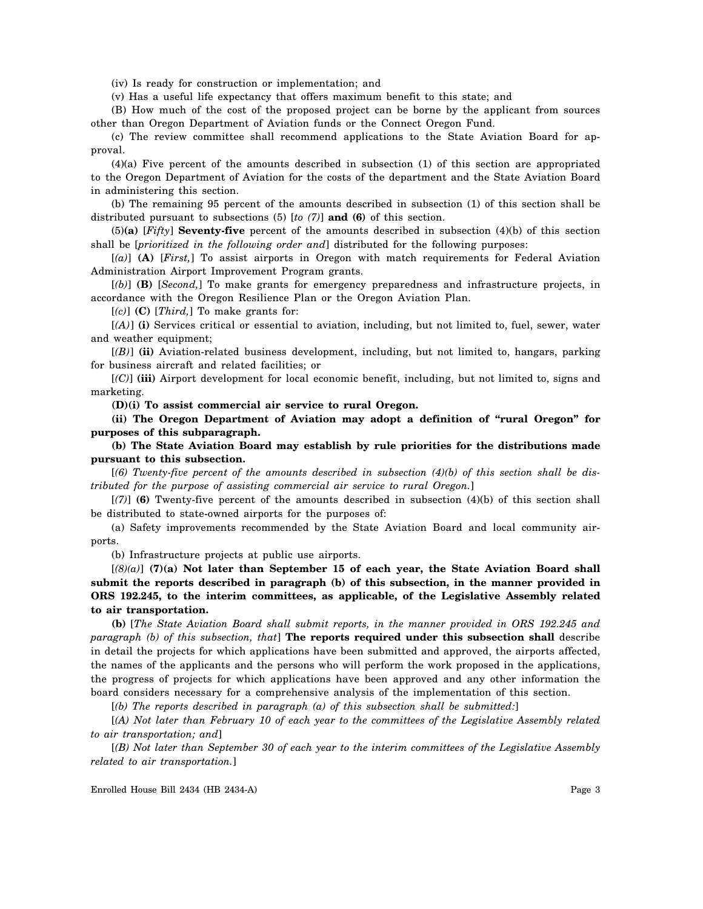(iv) Is ready for construction or implementation; and

(v) Has a useful life expectancy that offers maximum benefit to this state; and

(B) How much of the cost of the proposed project can be borne by the applicant from sources other than Oregon Department of Aviation funds or the Connect Oregon Fund.

(c) The review committee shall recommend applications to the State Aviation Board for approval.

(4)(a) Five percent of the amounts described in subsection (1) of this section are appropriated to the Oregon Department of Aviation for the costs of the department and the State Aviation Board in administering this section.

(b) The remaining 95 percent of the amounts described in subsection (1) of this section shall be distributed pursuant to subsections (5) [*to (7)*] **and (6)** of this section.

(5)**(a)** [*Fifty*] **Seventy-five** percent of the amounts described in subsection (4)(b) of this section shall be [*prioritized in the following order and*] distributed for the following purposes:

[*(a)*] **(A)** [*First,*] To assist airports in Oregon with match requirements for Federal Aviation Administration Airport Improvement Program grants.

[*(b)*] **(B)** [*Second,*] To make grants for emergency preparedness and infrastructure projects, in accordance with the Oregon Resilience Plan or the Oregon Aviation Plan.

[*(c)*] **(C)** [*Third,*] To make grants for:

[*(A)*] **(i)** Services critical or essential to aviation, including, but not limited to, fuel, sewer, water and weather equipment;

[*(B)*] **(ii)** Aviation-related business development, including, but not limited to, hangars, parking for business aircraft and related facilities; or

[*(C)*] **(iii)** Airport development for local economic benefit, including, but not limited to, signs and marketing.

**(D)(i) To assist commercial air service to rural Oregon.**

**(ii) The Oregon Department of Aviation may adopt a definition of "rural Oregon" for purposes of this subparagraph.**

**(b) The State Aviation Board may establish by rule priorities for the distributions made pursuant to this subsection.**

[*(6) Twenty-five percent of the amounts described in subsection (4)(b) of this section shall be distributed for the purpose of assisting commercial air service to rural Oregon.*]

[*(7)*] **(6)** Twenty-five percent of the amounts described in subsection (4)(b) of this section shall be distributed to state-owned airports for the purposes of:

(a) Safety improvements recommended by the State Aviation Board and local community airports.

(b) Infrastructure projects at public use airports.

[*(8)(a)*] **(7)(a) Not later than September 15 of each year, the State Aviation Board shall submit the reports described in paragraph (b) of this subsection, in the manner provided in ORS 192.245, to the interim committees, as applicable, of the Legislative Assembly related to air transportation.**

**(b)** [*The State Aviation Board shall submit reports, in the manner provided in ORS 192.245 and paragraph (b) of this subsection, that*] **The reports required under this subsection shall** describe in detail the projects for which applications have been submitted and approved, the airports affected, the names of the applicants and the persons who will perform the work proposed in the applications, the progress of projects for which applications have been approved and any other information the board considers necessary for a comprehensive analysis of the implementation of this section.

[*(b) The reports described in paragraph (a) of this subsection shall be submitted:*]

[*(A) Not later than February 10 of each year to the committees of the Legislative Assembly related to air transportation; and*]

[*(B) Not later than September 30 of each year to the interim committees of the Legislative Assembly related to air transportation.*]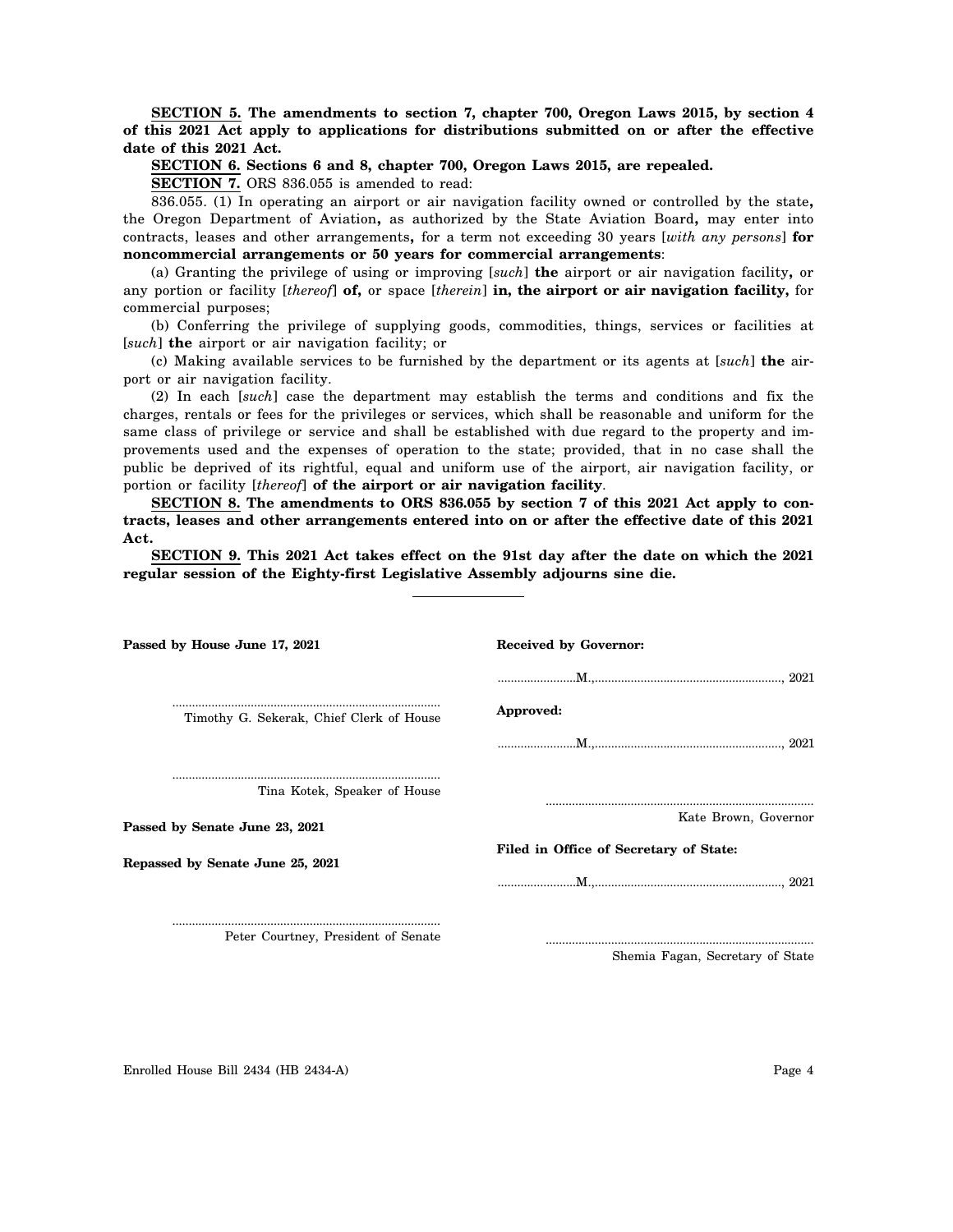**SECTION 5. The amendments to section 7, chapter 700, Oregon Laws 2015, by section 4 of this 2021 Act apply to applications for distributions submitted on or after the effective date of this 2021 Act.**

**SECTION 6. Sections 6 and 8, chapter 700, Oregon Laws 2015, are repealed.**

**SECTION 7.** ORS 836.055 is amended to read:

836.055. (1) In operating an airport or air navigation facility owned or controlled by the state**,** the Oregon Department of Aviation**,** as authorized by the State Aviation Board**,** may enter into contracts, leases and other arrangements**,** for a term not exceeding 30 years [*with any persons*] **for noncommercial arrangements or 50 years for commercial arrangements**:

(a) Granting the privilege of using or improving [*such*] **the** airport or air navigation facility**,** or any portion or facility [*thereof*] **of,** or space [*therein*] **in, the airport or air navigation facility,** for commercial purposes;

(b) Conferring the privilege of supplying goods, commodities, things, services or facilities at [*such*] **the** airport or air navigation facility; or

(c) Making available services to be furnished by the department or its agents at [*such*] **the** airport or air navigation facility.

(2) In each [*such*] case the department may establish the terms and conditions and fix the charges, rentals or fees for the privileges or services, which shall be reasonable and uniform for the same class of privilege or service and shall be established with due regard to the property and improvements used and the expenses of operation to the state; provided, that in no case shall the public be deprived of its rightful, equal and uniform use of the airport, air navigation facility, or portion or facility [*thereof*] **of the airport or air navigation facility**.

**SECTION 8. The amendments to ORS 836.055 by section 7 of this 2021 Act apply to contracts, leases and other arrangements entered into on or after the effective date of this 2021 Act.**

**SECTION 9. This 2021 Act takes effect on the 91st day after the date on which the 2021 regular session of the Eighty-first Legislative Assembly adjourns sine die.**

---

**Passed by House June 17, 2021**

..................................................................................
Timothy G. Sekerak, Chief Clerk of House

..................................................................................
Tina Kotek, Speaker of House

**Passed by Senate June 23, 2021**

**Repassed by Senate June 25, 2021**

..................................................................................
Peter Courtney, President of Senate

**Received by Governor:**

........................M.,.........................................................., 2021

**Approved:**

........................M.,.........................................................., 2021

..................................................................................
Kate Brown, Governor

**Filed in Office of Secretary of State:**

........................M.,.........................................................., 2021

..................................................................................
Shemia Fagan, Secretary of State